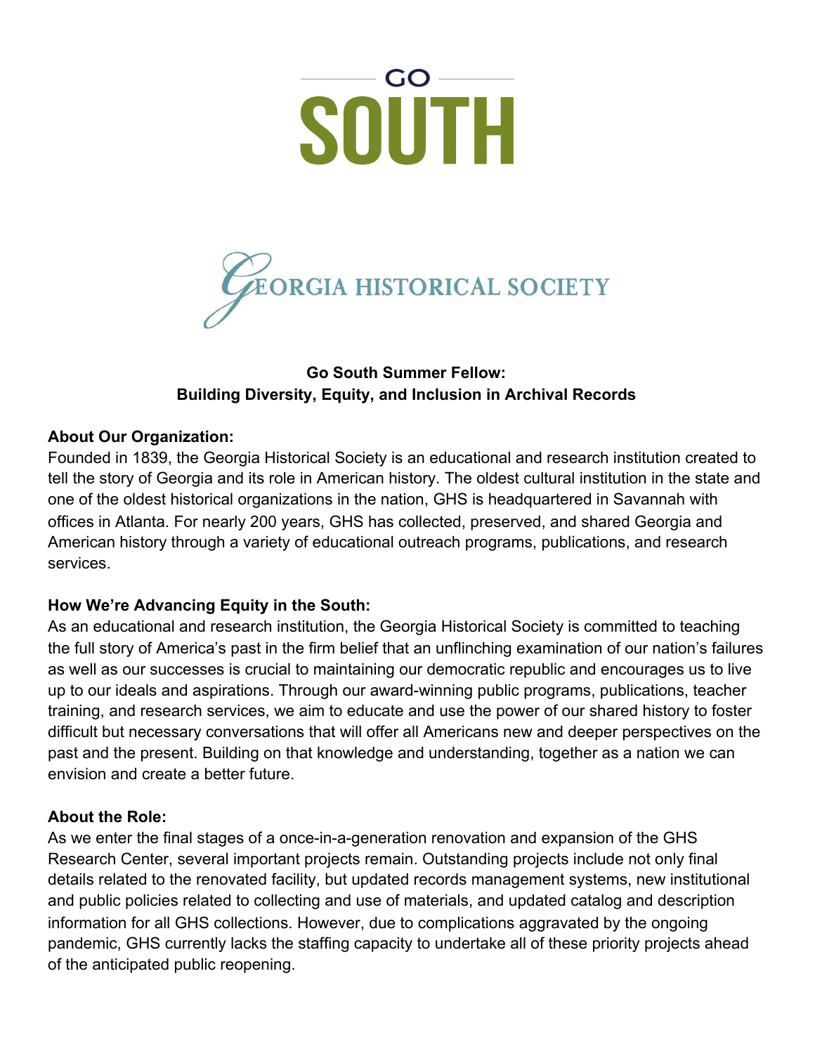GO

SOUTH

GEORGIA HISTORICAL SOCIETY

**Go South Summer Fellow:**
**Building Diversity, Equity, and Inclusion in Archival Records**

**About Our Organization:**
Founded in 1839, the Georgia Historical Society is an educational and research institution created to tell the story of Georgia and its role in American history. The oldest cultural institution in the state and one of the oldest historical organizations in the nation, GHS is headquartered in Savannah with offices in Atlanta. For nearly 200 years, GHS has collected, preserved, and shared Georgia and American history through a variety of educational outreach programs, publications, and research services.

**How We're Advancing Equity in the South:**
As an educational and research institution, the Georgia Historical Society is committed to teaching the full story of America's past in the firm belief that an unflinching examination of our nation's failures as well as our successes is crucial to maintaining our democratic republic and encourages us to live up to our ideals and aspirations. Through our award-winning public programs, publications, teacher training, and research services, we aim to educate and use the power of our shared history to foster difficult but necessary conversations that will offer all Americans new and deeper perspectives on the past and the present. Building on that knowledge and understanding, together as a nation we can envision and create a better future.

**About the Role:**
As we enter the final stages of a once-in-a-generation renovation and expansion of the GHS Research Center, several important projects remain. Outstanding projects include not only final details related to the renovated facility, but updated records management systems, new institutional and public policies related to collecting and use of materials, and updated catalog and description information for all GHS collections. However, due to complications aggravated by the ongoing pandemic, GHS currently lacks the staffing capacity to undertake all of these priority projects ahead of the anticipated public reopening.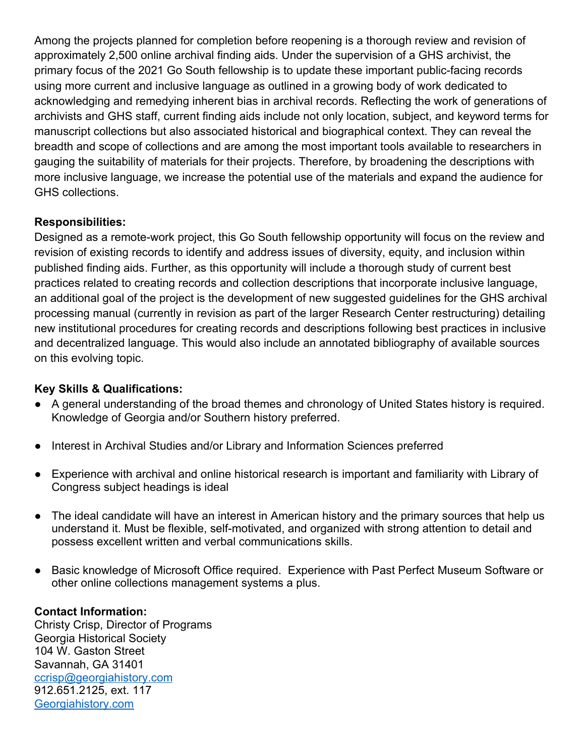Among the projects planned for completion before reopening is a thorough review and revision of approximately 2,500 online archival finding aids. Under the supervision of a GHS archivist, the primary focus of the 2021 Go South fellowship is to update these important public-facing records using more current and inclusive language as outlined in a growing body of work dedicated to acknowledging and remedying inherent bias in archival records. Reflecting the work of generations of archivists and GHS staff, current finding aids include not only location, subject, and keyword terms for manuscript collections but also associated historical and biographical context. They can reveal the breadth and scope of collections and are among the most important tools available to researchers in gauging the suitability of materials for their projects. Therefore, by broadening the descriptions with more inclusive language, we increase the potential use of the materials and expand the audience for GHS collections.

**Responsibilities:**
Designed as a remote-work project, this Go South fellowship opportunity will focus on the review and revision of existing records to identify and address issues of diversity, equity, and inclusion within published finding aids. Further, as this opportunity will include a thorough study of current best practices related to creating records and collection descriptions that incorporate inclusive language, an additional goal of the project is the development of new suggested guidelines for the GHS archival processing manual (currently in revision as part of the larger Research Center restructuring) detailing new institutional procedures for creating records and descriptions following best practices in inclusive and decentralized language. This would also include an annotated bibliography of available sources on this evolving topic.

**Key Skills & Qualifications:**

- A general understanding of the broad themes and chronology of United States history is required. Knowledge of Georgia and/or Southern history preferred.
- Interest in Archival Studies and/or Library and Information Sciences preferred
- Experience with archival and online historical research is important and familiarity with Library of Congress subject headings is ideal
- The ideal candidate will have an interest in American history and the primary sources that help us understand it. Must be flexible, self-motivated, and organized with strong attention to detail and possess excellent written and verbal communications skills.
- Basic knowledge of Microsoft Office required. Experience with Past Perfect Museum Software or other online collections management systems a plus.

**Contact Information:**
Christy Crisp, Director of Programs
Georgia Historical Society
104 W. Gaston Street
Savannah, GA 31401
ccrisp@georgiahistory.com
912.651.2125, ext. 117
Georgiahistory.com